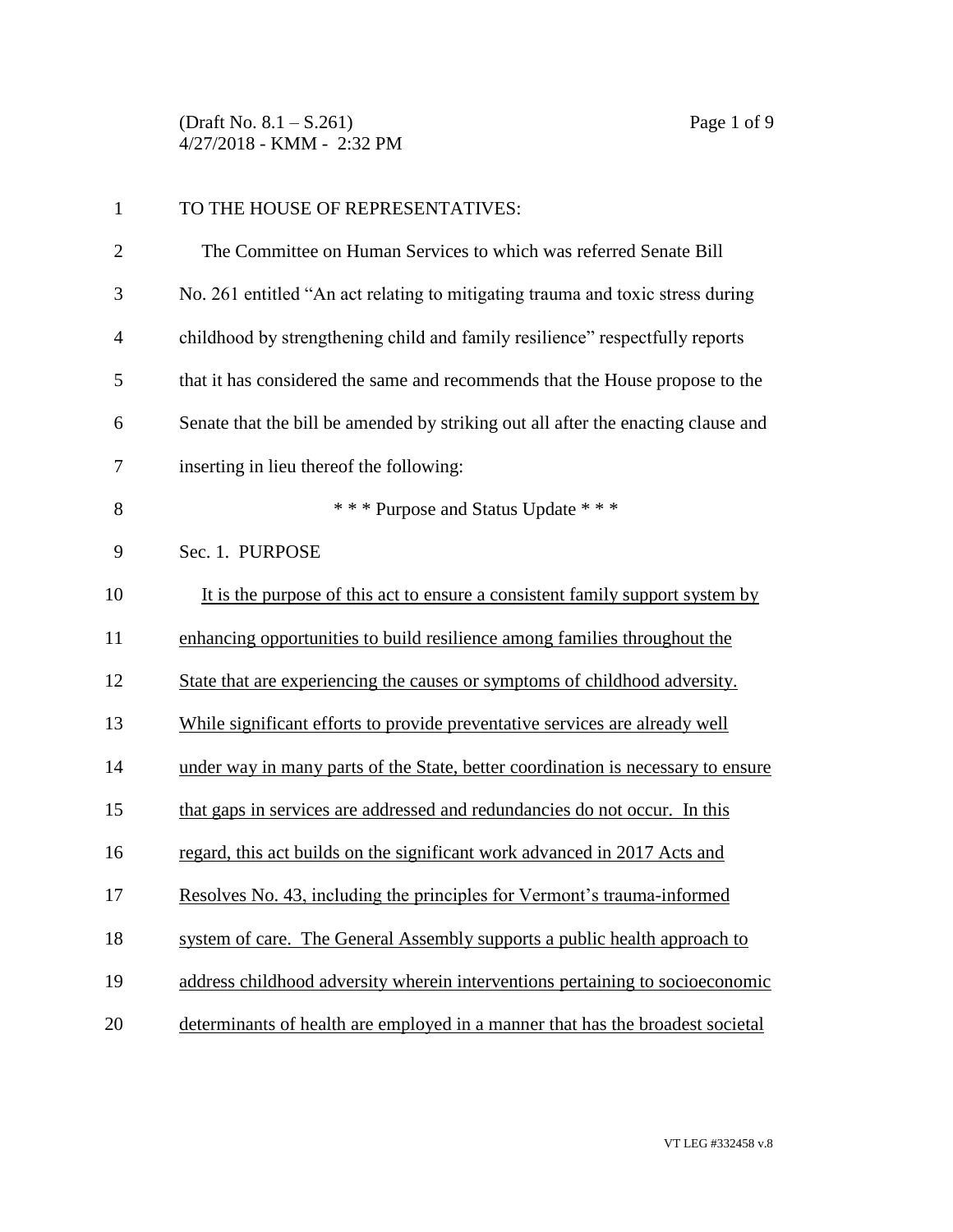TO THE HOUSE OF REPRESENTATIVES:

The Committee on Human Services to which was referred Senate Bill No. 261 entitled "An act relating to mitigating trauma and toxic stress during childhood by strengthening child and family resilience" respectfully reports that it has considered the same and recommends that the House propose to the Senate that the bill be amended by striking out all after the enacting clause and inserting in lieu thereof the following:

\* \* \* Purpose and Status Update \* \* \*

Sec. 1. PURPOSE

It is the purpose of this act to ensure a consistent family support system by enhancing opportunities to build resilience among families throughout the State that are experiencing the causes or symptoms of childhood adversity. While significant efforts to provide preventative services are already well under way in many parts of the State, better coordination is necessary to ensure that gaps in services are addressed and redundancies do not occur. In this regard, this act builds on the significant work advanced in 2017 Acts and Resolves No. 43, including the principles for Vermont's trauma-informed system of care. The General Assembly supports a public health approach to address childhood adversity wherein interventions pertaining to socioeconomic determinants of health are employed in a manner that has the broadest societal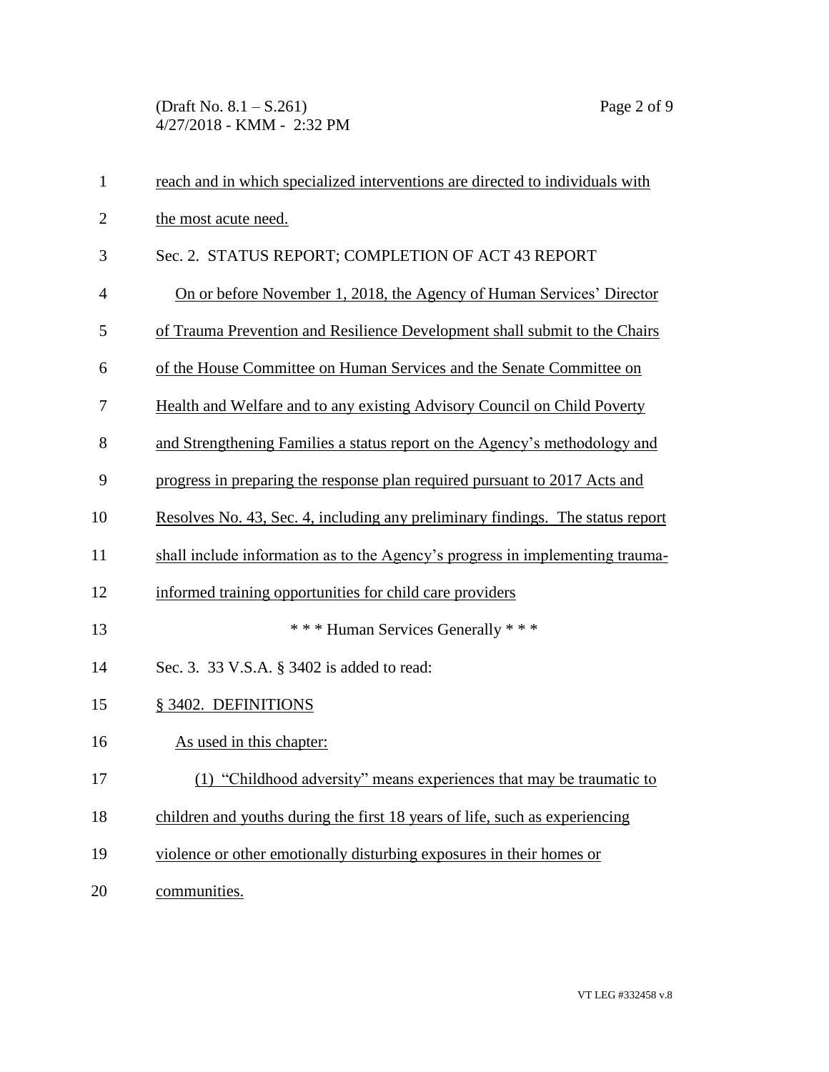reach and in which specialized interventions are directed to individuals with the most acute need.

Sec. 2. STATUS REPORT; COMPLETION OF ACT 43 REPORT

On or before November 1, 2018, the Agency of Human Services' Director of Trauma Prevention and Resilience Development shall submit to the Chairs of the House Committee on Human Services and the Senate Committee on Health and Welfare and to any existing Advisory Council on Child Poverty and Strengthening Families a status report on the Agency's methodology and progress in preparing the response plan required pursuant to 2017 Acts and Resolves No. 43, Sec. 4, including any preliminary findings. The status report shall include information as to the Agency's progress in implementing trauma-informed training opportunities for child care providers

\* \* \* Human Services Generally \* \* \*

Sec. 3. 33 V.S.A. § 3402 is added to read:

§ 3402. DEFINITIONS

As used in this chapter:

(1) "Childhood adversity" means experiences that may be traumatic to children and youths during the first 18 years of life, such as experiencing violence or other emotionally disturbing exposures in their homes or communities.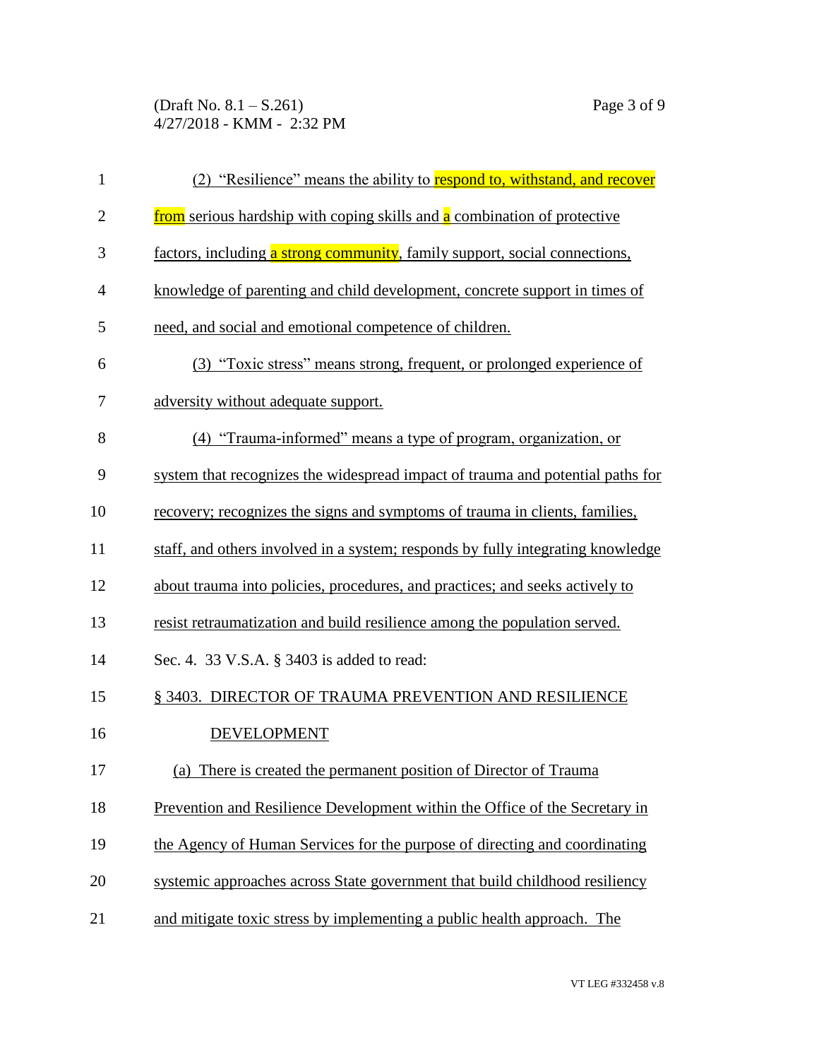(2) "Resilience" means the ability to respond to, withstand, and recover from serious hardship with coping skills and a combination of protective factors, including a strong community, family support, social connections, knowledge of parenting and child development, concrete support in times of need, and social and emotional competence of children.

(3) "Toxic stress" means strong, frequent, or prolonged experience of adversity without adequate support.

(4) "Trauma-informed" means a type of program, organization, or system that recognizes the widespread impact of trauma and potential paths for recovery; recognizes the signs and symptoms of trauma in clients, families, staff, and others involved in a system; responds by fully integrating knowledge about trauma into policies, procedures, and practices; and seeks actively to resist retraumatization and build resilience among the population served.

Sec. 4. 33 V.S.A. § 3403 is added to read:

§ 3403. DIRECTOR OF TRAUMA PREVENTION AND RESILIENCE DEVELOPMENT

(a) There is created the permanent position of Director of Trauma Prevention and Resilience Development within the Office of the Secretary in the Agency of Human Services for the purpose of directing and coordinating systemic approaches across State government that build childhood resiliency and mitigate toxic stress by implementing a public health approach. The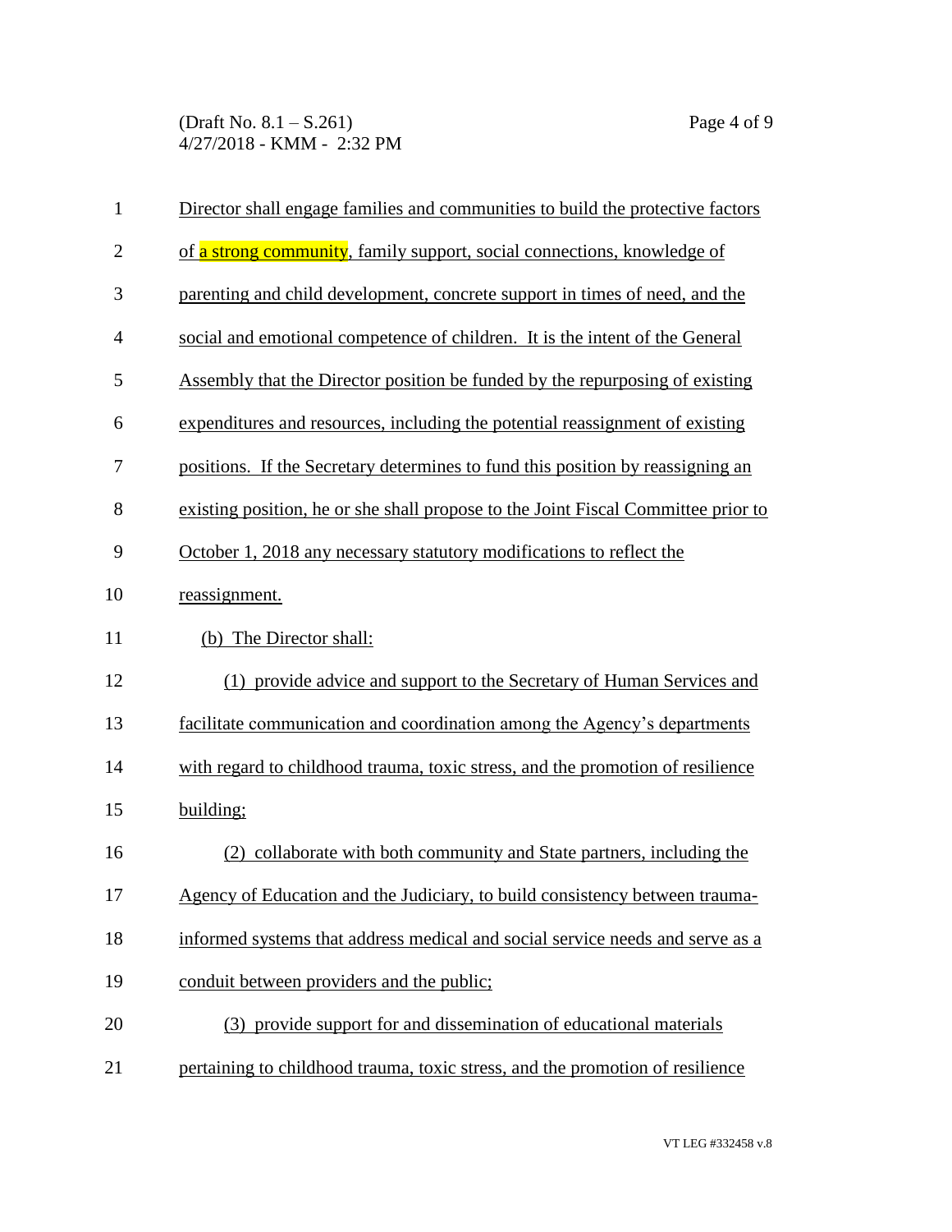Director shall engage families and communities to build the protective factors of a strong community, family support, social connections, knowledge of parenting and child development, concrete support in times of need, and the social and emotional competence of children. It is the intent of the General Assembly that the Director position be funded by the repurposing of existing expenditures and resources, including the potential reassignment of existing positions. If the Secretary determines to fund this position by reassigning an existing position, he or she shall propose to the Joint Fiscal Committee prior to October 1, 2018 any necessary statutory modifications to reflect the reassignment.

(b) The Director shall:

(1) provide advice and support to the Secretary of Human Services and facilitate communication and coordination among the Agency's departments with regard to childhood trauma, toxic stress, and the promotion of resilience building;

(2) collaborate with both community and State partners, including the Agency of Education and the Judiciary, to build consistency between trauma-informed systems that address medical and social service needs and serve as a conduit between providers and the public;

(3) provide support for and dissemination of educational materials pertaining to childhood trauma, toxic stress, and the promotion of resilience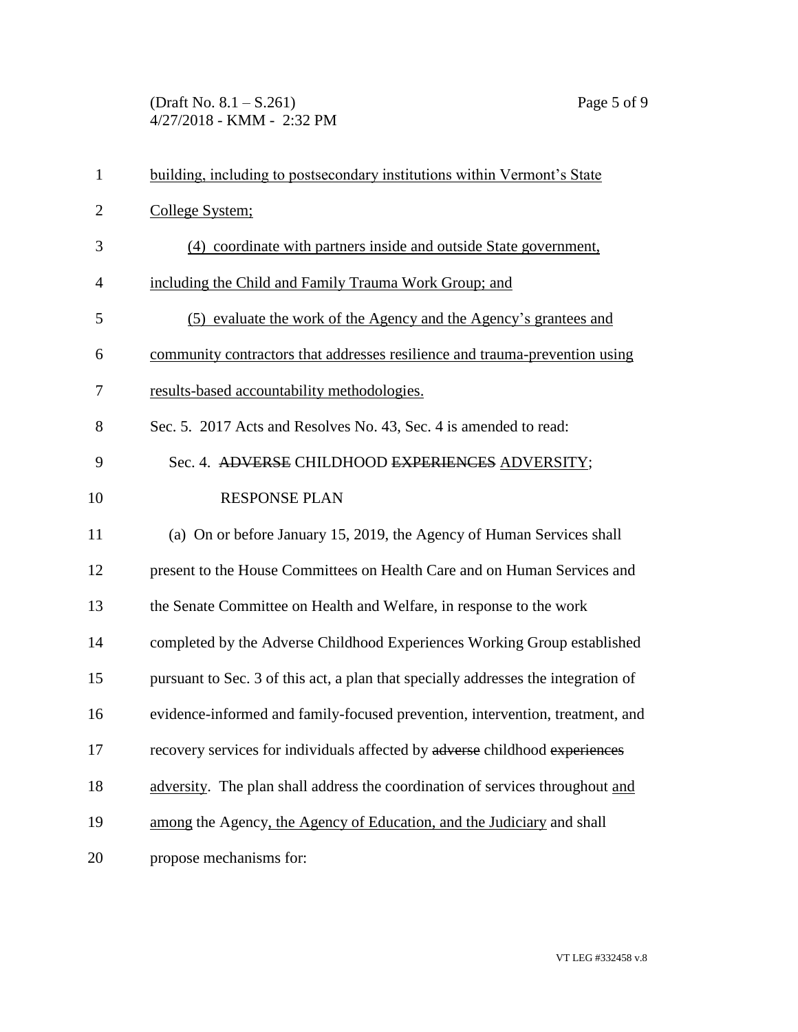building, including to postsecondary institutions within Vermont's State College System;

(4) coordinate with partners inside and outside State government, including the Child and Family Trauma Work Group; and

(5) evaluate the work of the Agency and the Agency's grantees and community contractors that addresses resilience and trauma-prevention using results-based accountability methodologies.

Sec. 5. 2017 Acts and Resolves No. 43, Sec. 4 is amended to read:

Sec. 4. ~~ADVERSE~~ CHILDHOOD ~~EXPERIENCES~~ ADVERSITY; RESPONSE PLAN

(a) On or before January 15, 2019, the Agency of Human Services shall present to the House Committees on Health Care and on Human Services and the Senate Committee on Health and Welfare, in response to the work completed by the Adverse Childhood Experiences Working Group established pursuant to Sec. 3 of this act, a plan that specially addresses the integration of evidence-informed and family-focused prevention, intervention, treatment, and recovery services for individuals affected by ~~adverse~~ childhood ~~experiences~~ adversity. The plan shall address the coordination of services throughout and among the Agency, the Agency of Education, and the Judiciary and shall propose mechanisms for: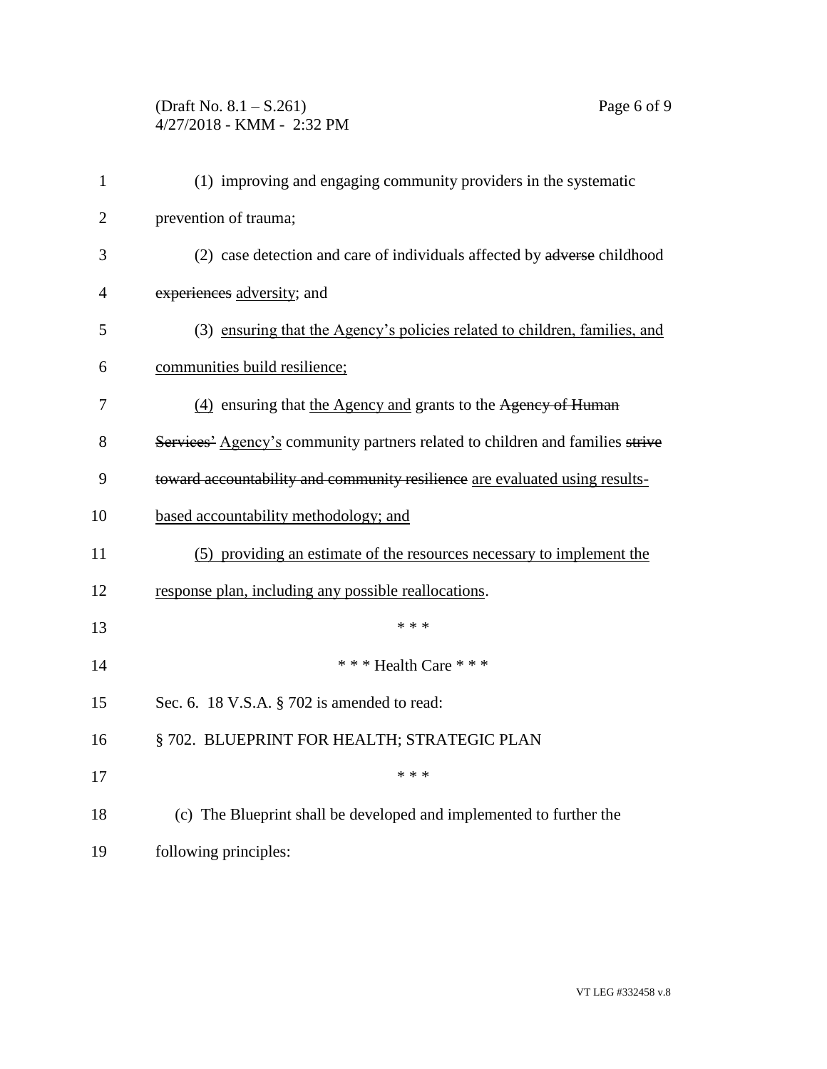(1) improving and engaging community providers in the systematic prevention of trauma;

(2) case detection and care of individuals affected by ~~adverse~~ childhood ~~experiences~~ <u>adversity</u>; and

(3) <u>ensuring that the Agency's policies related to children, families, and communities build resilience;</u>

<u>(4)</u> ensuring that <u>the Agency and</u> grants to the ~~Agency of Human Services'~~ <u>Agency's</u> community partners related to children and families ~~strive toward accountability and community resilience~~ <u>are evaluated using results-based accountability methodology; and</u>

<u>(5) providing an estimate of the resources necessary to implement the response plan, including any possible reallocations</u>.

\* \* \*

\* \* \* Health Care \* \* \*

Sec. 6. 18 V.S.A. § 702 is amended to read:

§ 702. BLUEPRINT FOR HEALTH; STRATEGIC PLAN

\* \* \*

(c) The Blueprint shall be developed and implemented to further the following principles: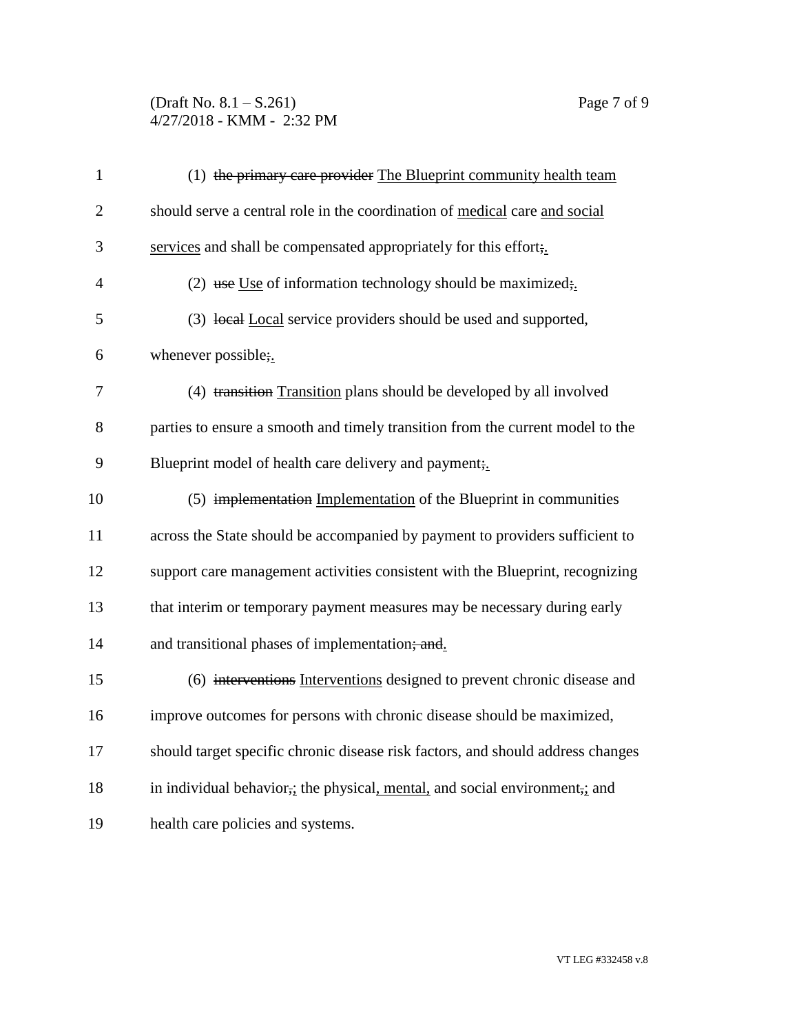(1) ~~the primary care provider~~ <u>The Blueprint community health team</u> should serve a central role in the coordination of <u>medical</u> care <u>and social services</u> and shall be compensated appropriately for this effort~~;~~<u>.</u>

(2) ~~use~~ <u>Use</u> of information technology should be maximized~~;~~<u>.</u>

(3) ~~local~~ <u>Local</u> service providers should be used and supported, whenever possible~~;~~<u>.</u>

(4) ~~transition~~ <u>Transition</u> plans should be developed by all involved parties to ensure a smooth and timely transition from the current model to the Blueprint model of health care delivery and payment~~;~~<u>.</u>

(5) ~~implementation~~ <u>Implementation</u> of the Blueprint in communities across the State should be accompanied by payment to providers sufficient to support care management activities consistent with the Blueprint, recognizing that interim or temporary payment measures may be necessary during early and transitional phases of implementation~~; and~~<u>.</u>

(6) ~~interventions~~ <u>Interventions</u> designed to prevent chronic disease and improve outcomes for persons with chronic disease should be maximized, should target specific chronic disease risk factors, and should address changes in individual behavior~~,~~<u>;</u> the physical<u>, mental,</u> and social environment~~,~~<u>;</u> and health care policies and systems.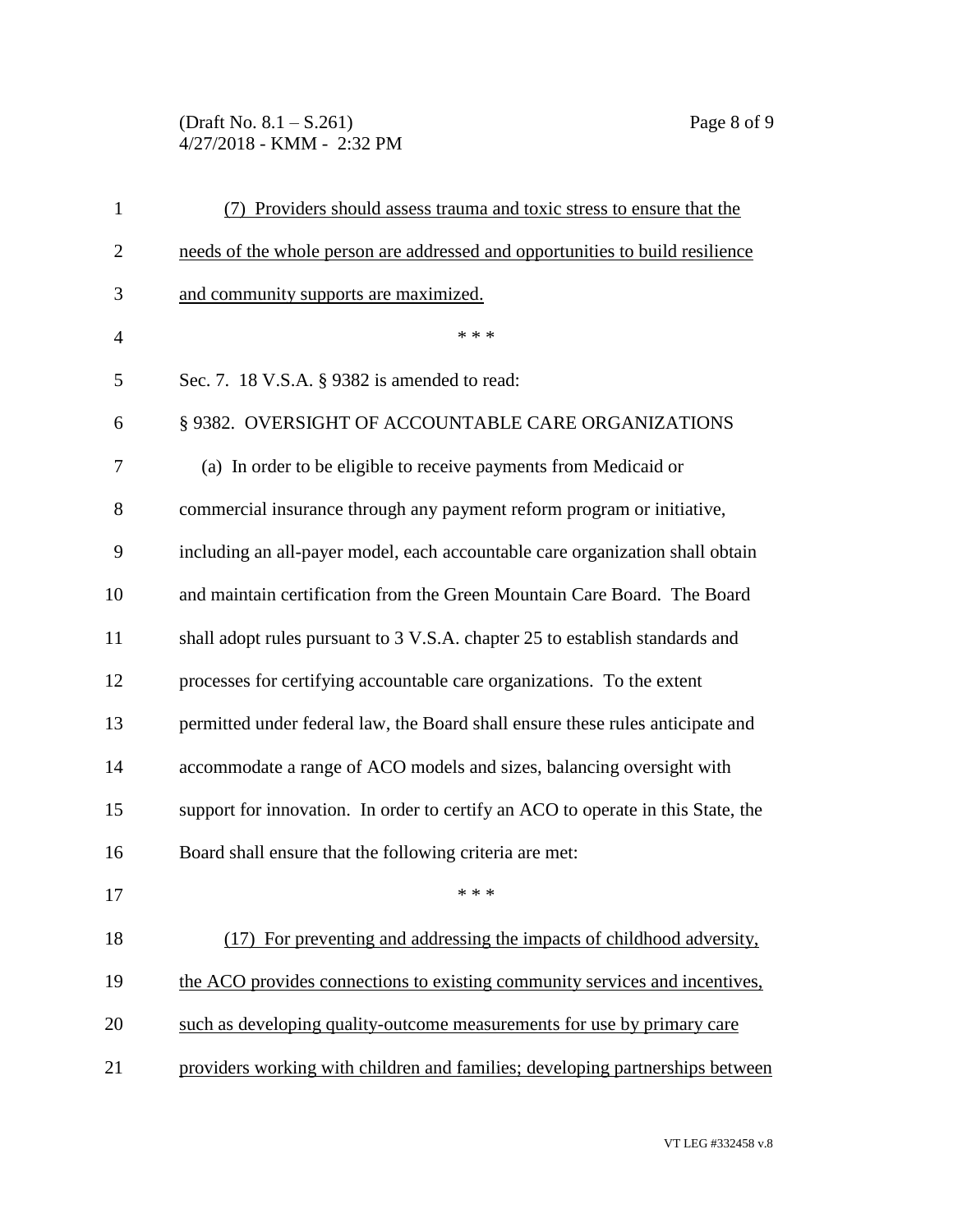(7) Providers should assess trauma and toxic stress to ensure that the needs of the whole person are addressed and opportunities to build resilience and community supports are maximized.

* * *

Sec. 7. 18 V.S.A. § 9382 is amended to read:

§ 9382. OVERSIGHT OF ACCOUNTABLE CARE ORGANIZATIONS

(a) In order to be eligible to receive payments from Medicaid or commercial insurance through any payment reform program or initiative, including an all-payer model, each accountable care organization shall obtain and maintain certification from the Green Mountain Care Board. The Board shall adopt rules pursuant to 3 V.S.A. chapter 25 to establish standards and processes for certifying accountable care organizations. To the extent permitted under federal law, the Board shall ensure these rules anticipate and accommodate a range of ACO models and sizes, balancing oversight with support for innovation. In order to certify an ACO to operate in this State, the Board shall ensure that the following criteria are met:

* * *

(17) For preventing and addressing the impacts of childhood adversity, the ACO provides connections to existing community services and incentives, such as developing quality-outcome measurements for use by primary care providers working with children and families; developing partnerships between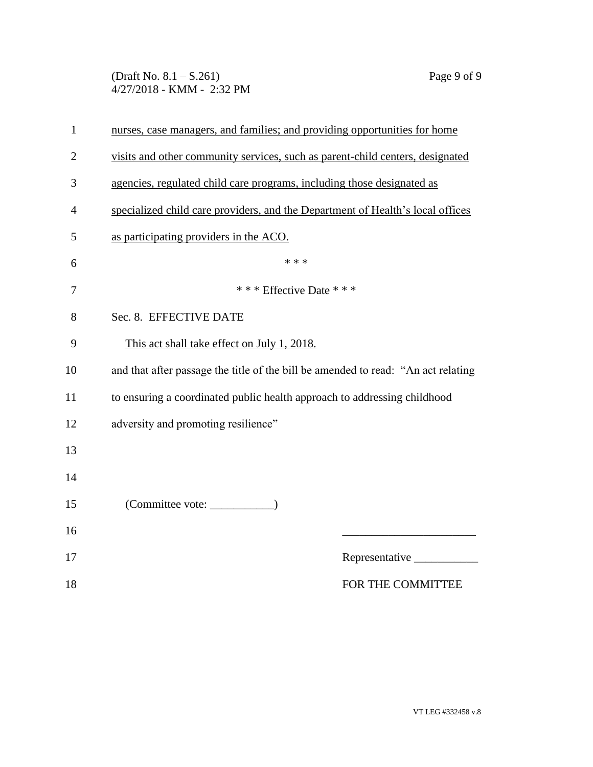nurses, case managers, and families; and providing opportunities for home visits and other community services, such as parent-child centers, designated agencies, regulated child care programs, including those designated as specialized child care providers, and the Department of Health's local offices as participating providers in the ACO.

\* \* \*

\* \* \* Effective Date \* \* \*

Sec. 8. EFFECTIVE DATE

This act shall take effect on July 1, 2018.

and that after passage the title of the bill be amended to read: "An act relating to ensuring a coordinated public health approach to addressing childhood adversity and promoting resilience"

(Committee vote: ___________)

_______________________

Representative ___________

FOR THE COMMITTEE